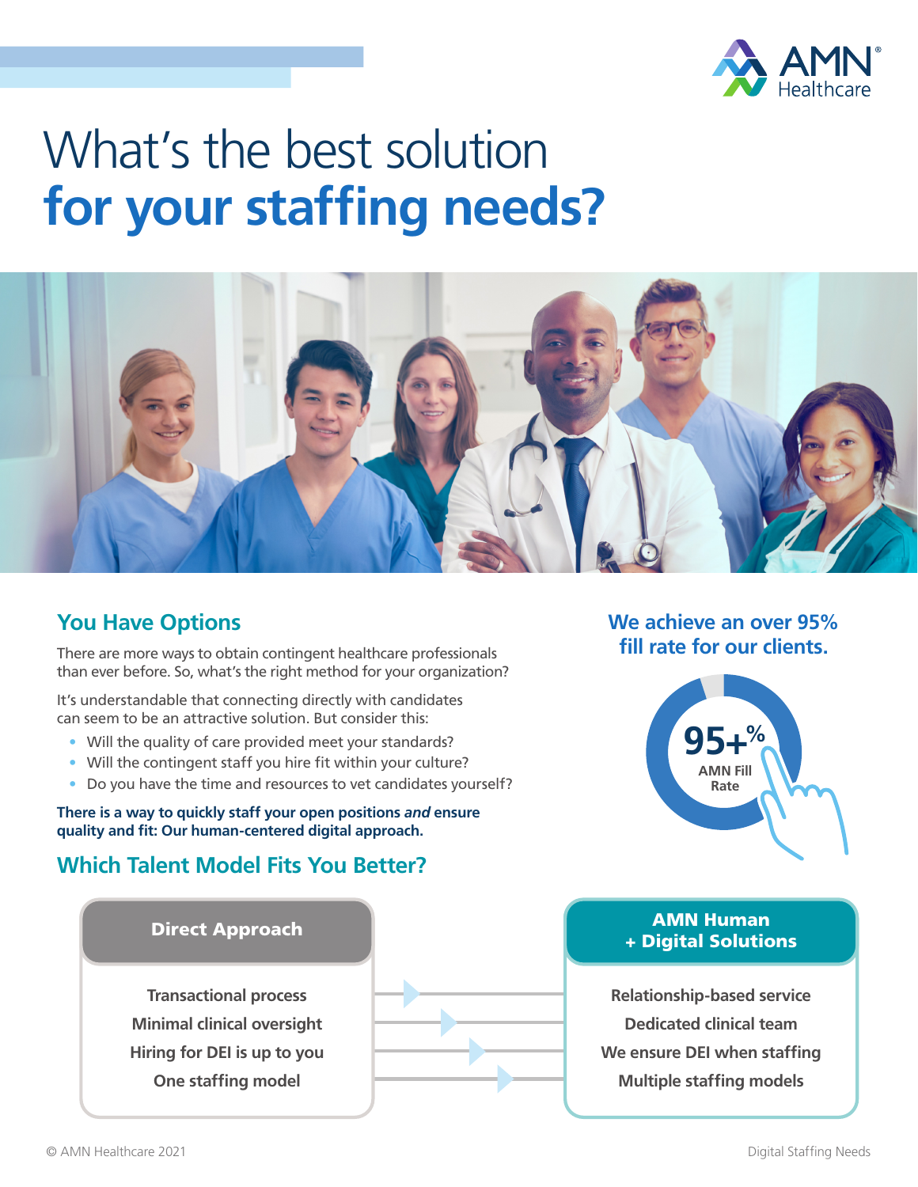# What's the best solution **for your staffing needs?**

## You Have Options

There are more ways to obtain contingent healthcare professionals than ever before. So, what's the right method for your organization?

It's understandable that connecting directly with candidates can seem to be an attractive solution. But consider this:

- Will the quality of care provided meet your standards?
- Will the contingent staff you hire fit within your culture?
- Do you have the time and resources to vet candidates yourself?

**There is a way to quickly staff your open positions *and* ensure quality and fit: Our human-centered digital approach.**

## We achieve an over 95% fill rate for our clients.

95+% AMN Fill Rate

## Which Talent Model Fits You Better?

| Direct Approach | AMN Human + Digital Solutions |
| --- | --- |
| Transactional process | Relationship-based service |
| Minimal clinical oversight | Dedicated clinical team |
| Hiring for DEI is up to you | We ensure DEI when staffing |
| One staffing model | Multiple staffing models |

© AMN Healthcare 2021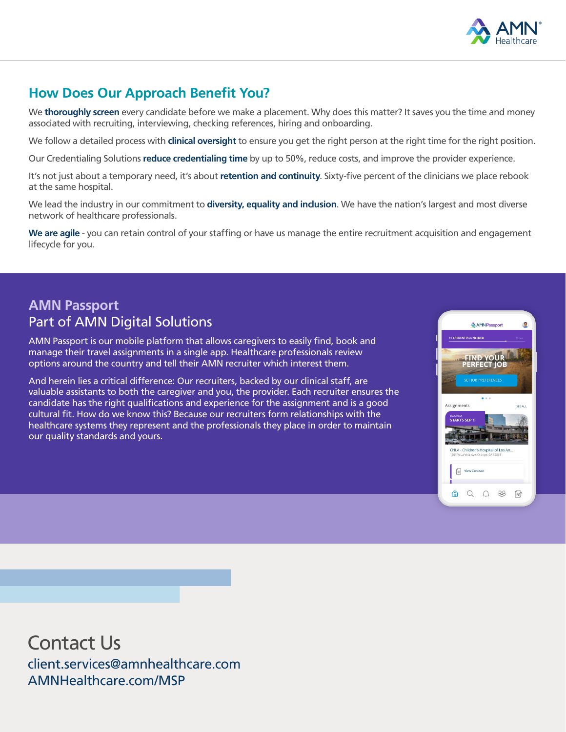## How Does Our Approach Benefit You?

We **thoroughly screen** every candidate before we make a placement. Why does this matter? It saves you the time and money associated with recruiting, interviewing, checking references, hiring and onboarding.

We follow a detailed process with **clinical oversight** to ensure you get the right person at the right time for the right position.

Our Credentialing Solutions **reduce credentialing time** by up to 50%, reduce costs, and improve the provider experience.

It's not just about a temporary need, it's about **retention and continuity**. Sixty-five percent of the clinicians we place rebook at the same hospital.

We lead the industry in our commitment to **diversity, equality and inclusion**. We have the nation's largest and most diverse network of healthcare professionals.

**We are agile** - you can retain control of your staffing or have us manage the entire recruitment acquisition and engagement lifecycle for you.

## AMN Passport

### Part of AMN Digital Solutions

AMN Passport is our mobile platform that allows caregivers to easily find, book and manage their travel assignments in a single app. Healthcare professionals review options around the country and tell their AMN recruiter which interest them.

And herein lies a critical difference: Our recruiters, backed by our clinical staff, are valuable assistants to both the caregiver and you, the provider. Each recruiter ensures the candidate has the right qualifications and experience for the assignment and is a good cultural fit. How do we know this? Because our recruiters form relationships with the healthcare systems they represent and the professionals they place in order to maintain our quality standards and yours.

## Contact Us

client.services@amnhealthcare.com
AMNHealthcare.com/MSP